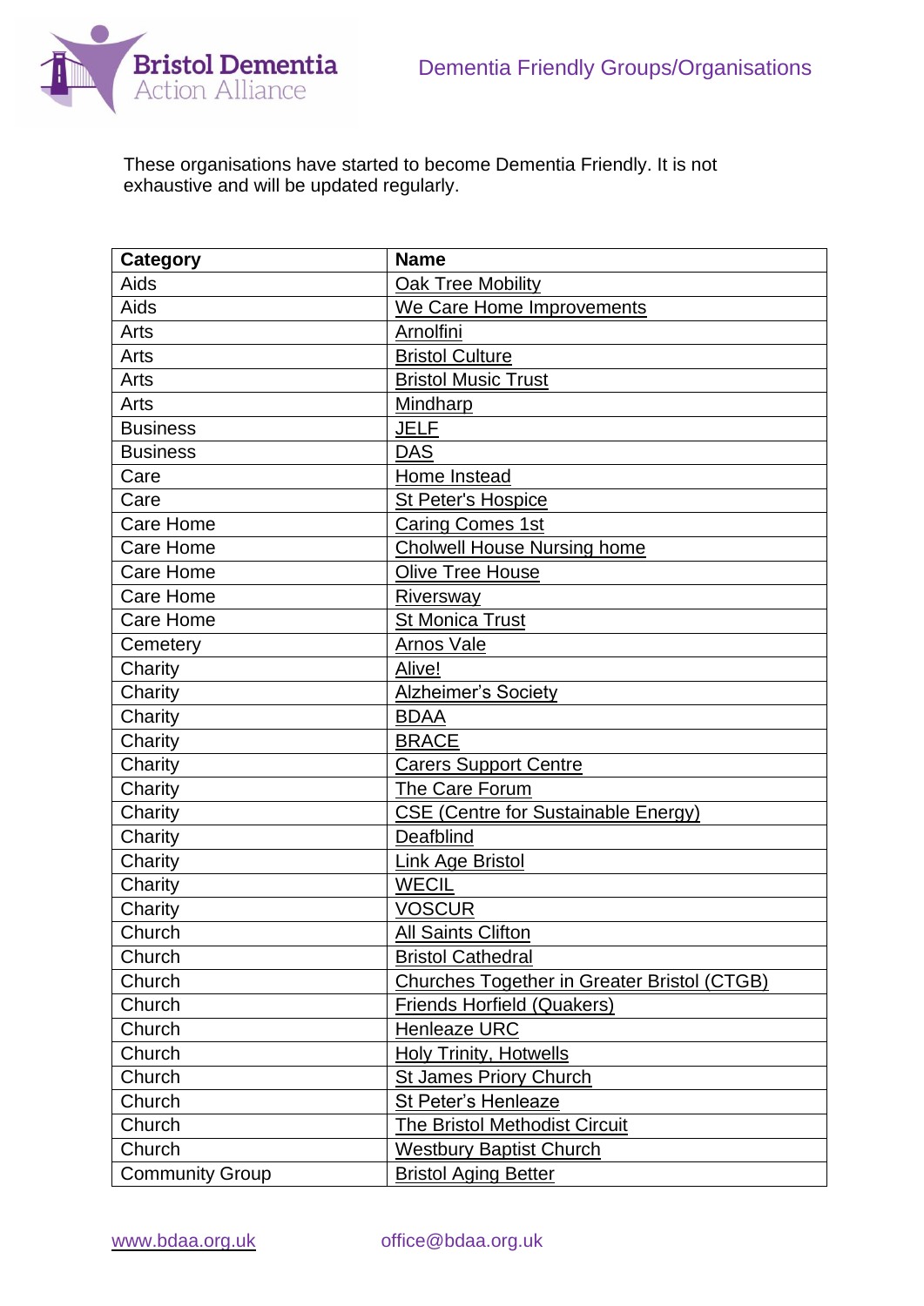# Dementia Friendly Groups/Organisations

These organisations have started to become Dementia Friendly. It is not exhaustive and will be updated regularly.

| Category | Name |
|---|---|
| Aids | Oak Tree Mobility |
| Aids | We Care Home Improvements |
| Arts | Arnolfini |
| Arts | Bristol Culture |
| Arts | Bristol Music Trust |
| Arts | Mindharp |
| Business | JELF |
| Business | DAS |
| Care | Home Instead |
| Care | St Peter's Hospice |
| Care Home | Caring Comes 1st |
| Care Home | Cholwell House Nursing home |
| Care Home | Olive Tree House |
| Care Home | Riversway |
| Care Home | St Monica Trust |
| Cemetery | Arnos Vale |
| Charity | Alive! |
| Charity | Alzheimer's Society |
| Charity | BDAA |
| Charity | BRACE |
| Charity | Carers Support Centre |
| Charity | The Care Forum |
| Charity | CSE (Centre for Sustainable Energy) |
| Charity | Deafblind |
| Charity | Link Age Bristol |
| Charity | WECIL |
| Charity | VOSCUR |
| Church | All Saints Clifton |
| Church | Bristol Cathedral |
| Church | Churches Together in Greater Bristol (CTGB) |
| Church | Friends Horfield (Quakers) |
| Church | Henleaze URC |
| Church | Holy Trinity, Hotwells |
| Church | St James Priory Church |
| Church | St Peter's Henleaze |
| Church | The Bristol Methodist Circuit |
| Church | Westbury Baptist Church |
| Community Group | Bristol Aging Better |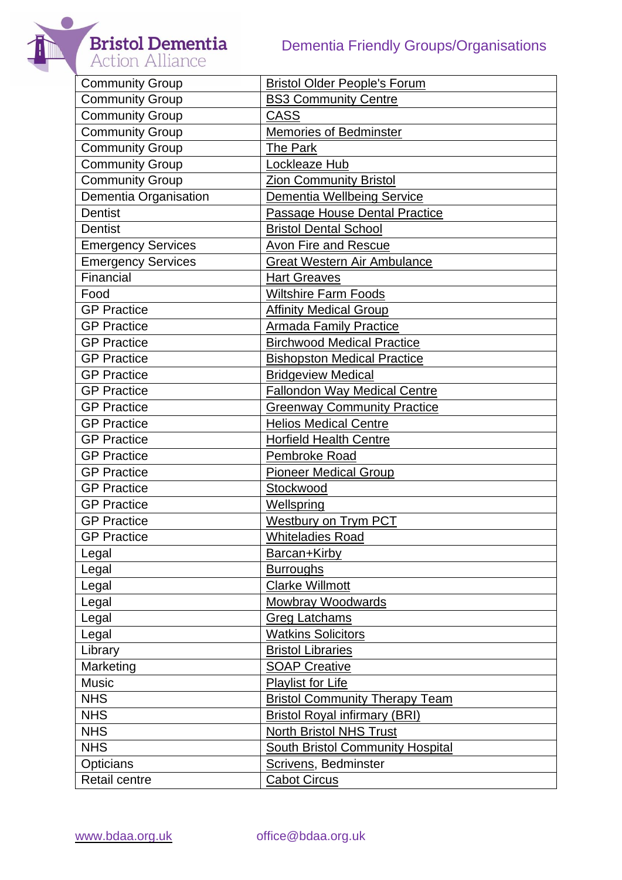| Community Group | Bristol Older People's Forum |
|---|---|
| Community Group | BS3 Community Centre |
| Community Group | CASS |
| Community Group | Memories of Bedminster |
| Community Group | The Park |
| Community Group | Lockleaze Hub |
| Community Group | Zion Community Bristol |
| Dementia Organisation | Dementia Wellbeing Service |
| Dentist | Passage House Dental Practice |
| Dentist | Bristol Dental School |
| Emergency Services | Avon Fire and Rescue |
| Emergency Services | Great Western Air Ambulance |
| Financial | Hart Greaves |
| Food | Wiltshire Farm Foods |
| GP Practice | Affinity Medical Group |
| GP Practice | Armada Family Practice |
| GP Practice | Birchwood Medical Practice |
| GP Practice | Bishopston Medical Practice |
| GP Practice | Bridgeview Medical |
| GP Practice | Fallondon Way Medical Centre |
| GP Practice | Greenway Community Practice |
| GP Practice | Helios Medical Centre |
| GP Practice | Horfield Health Centre |
| GP Practice | Pembroke Road |
| GP Practice | Pioneer Medical Group |
| GP Practice | Stockwood |
| GP Practice | Wellspring |
| GP Practice | Westbury on Trym PCT |
| GP Practice | Whiteladies Road |
| Legal | Barcan+Kirby |
| Legal | Burroughs |
| Legal | Clarke Willmott |
| Legal | Mowbray Woodwards |
| Legal | Greg Latchams |
| Legal | Watkins Solicitors |
| Library | Bristol Libraries |
| Marketing | SOAP Creative |
| Music | Playlist for Life |
| NHS | Bristol Community Therapy Team |
| NHS | Bristol Royal infirmary (BRI) |
| NHS | North Bristol NHS Trust |
| NHS | South Bristol Community Hospital |
| Opticians | Scrivens, Bedminster |
| Retail centre | Cabot Circus |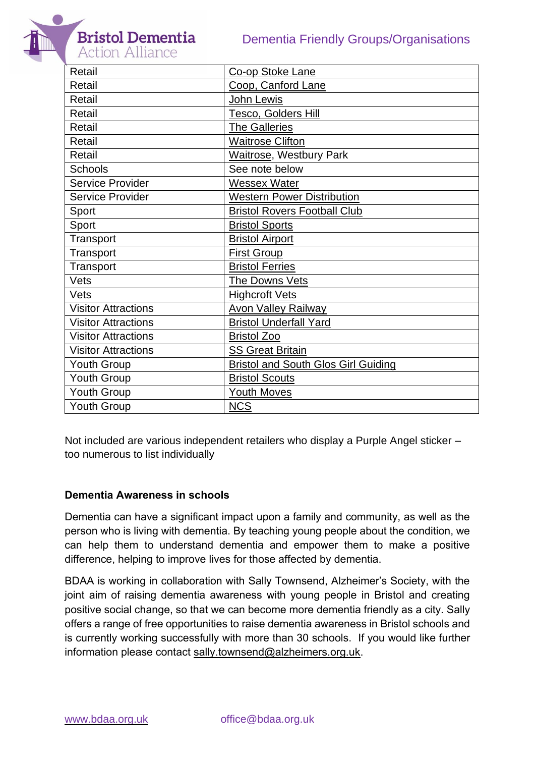| | |
|---|---|
| Retail | Co-op Stoke Lane |
| Retail | Coop, Canford Lane |
| Retail | John Lewis |
| Retail | Tesco, Golders Hill |
| Retail | The Galleries |
| Retail | Waitrose Clifton |
| Retail | Waitrose, Westbury Park |
| Schools | See note below |
| Service Provider | Wessex Water |
| Service Provider | Western Power Distribution |
| Sport | Bristol Rovers Football Club |
| Sport | Bristol Sports |
| Transport | Bristol Airport |
| Transport | First Group |
| Transport | Bristol Ferries |
| Vets | The Downs Vets |
| Vets | Highcroft Vets |
| Visitor Attractions | Avon Valley Railway |
| Visitor Attractions | Bristol Underfall Yard |
| Visitor Attractions | Bristol Zoo |
| Visitor Attractions | SS Great Britain |
| Youth Group | Bristol and South Glos Girl Guiding |
| Youth Group | Bristol Scouts |
| Youth Group | Youth Moves |
| Youth Group | NCS |

Not included are various independent retailers who display a Purple Angel sticker – too numerous to list individually

**Dementia Awareness in schools**

Dementia can have a significant impact upon a family and community, as well as the person who is living with dementia. By teaching young people about the condition, we can help them to understand dementia and empower them to make a positive difference, helping to improve lives for those affected by dementia.

BDAA is working in collaboration with Sally Townsend, Alzheimer's Society, with the joint aim of raising dementia awareness with young people in Bristol and creating positive social change, so that we can become more dementia friendly as a city. Sally offers a range of free opportunities to raise dementia awareness in Bristol schools and is currently working successfully with more than 30 schools. If you would like further information please contact sally.townsend@alzheimers.org.uk.